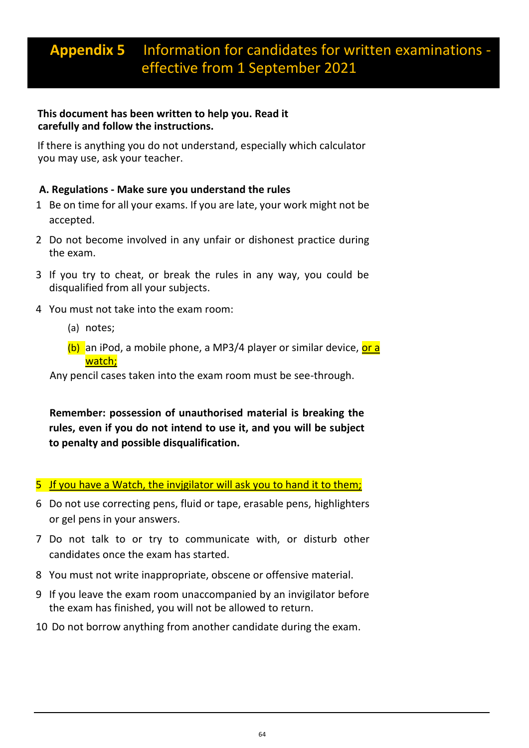# Appendix 5 Information for candidates for written examinations - effective from 1 September 2021

**This document has been written to help you. Read it carefully and follow the instructions.**

If there is anything you do not understand, especially which calculator you may use, ask your teacher.

### A. Regulations - Make sure you understand the rules

1. Be on time for all your exams. If you are late, your work might not be accepted.
2. Do not become involved in any unfair or dishonest practice during the exam.
3. If you try to cheat, or break the rules in any way, you could be disqualified from all your subjects.
4. You must not take into the exam room:
   - (a) notes;
   - (b) an iPod, a mobile phone, a MP3/4 player or similar device, or a watch;

   Any pencil cases taken into the exam room must be see-through.

   **Remember: possession of unauthorised material is breaking the rules, even if you do not intend to use it, and you will be subject to penalty and possible disqualification.**

5. If you have a Watch, the invigilator will ask you to hand it to them;
6. Do not use correcting pens, fluid or tape, erasable pens, highlighters or gel pens in your answers.
7. Do not talk to or try to communicate with, or disturb other candidates once the exam has started.
8. You must not write inappropriate, obscene or offensive material.
9. If you leave the exam room unaccompanied by an invigilator before the exam has finished, you will not be allowed to return.
10. Do not borrow anything from another candidate during the exam.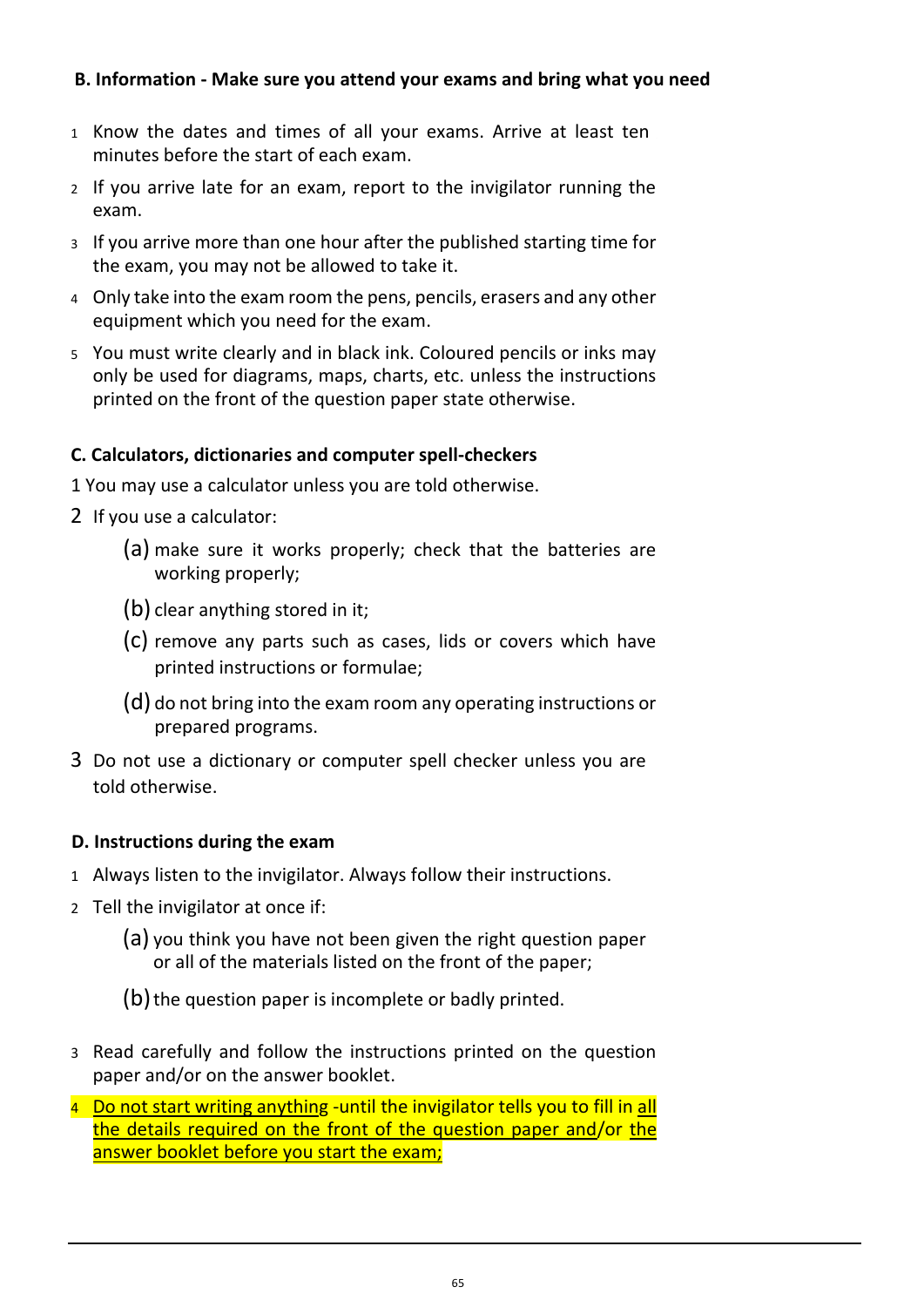**B. Information - Make sure you attend your exams and bring what you need**

1. Know the dates and times of all your exams. Arrive at least ten minutes before the start of each exam.
2. If you arrive late for an exam, report to the invigilator running the exam.
3. If you arrive more than one hour after the published starting time for the exam, you may not be allowed to take it.
4. Only take into the exam room the pens, pencils, erasers and any other equipment which you need for the exam.
5. You must write clearly and in black ink. Coloured pencils or inks may only be used for diagrams, maps, charts, etc. unless the instructions printed on the front of the question paper state otherwise.

**C. Calculators, dictionaries and computer spell-checkers**

1. You may use a calculator unless you are told otherwise.
2. If you use a calculator:
   (a) make sure it works properly; check that the batteries are working properly;
   (b) clear anything stored in it;
   (c) remove any parts such as cases, lids or covers which have printed instructions or formulae;
   (d) do not bring into the exam room any operating instructions or prepared programs.
3. Do not use a dictionary or computer spell checker unless you are told otherwise.

**D. Instructions during the exam**

1. Always listen to the invigilator. Always follow their instructions.
2. Tell the invigilator at once if:
   (a) you think you have not been given the right question paper or all of the materials listed on the front of the paper;
   (b) the question paper is incomplete or badly printed.
3. Read carefully and follow the instructions printed on the question paper and/or on the answer booklet.
4. Do not start writing anything -until the invigilator tells you to fill in all the details required on the front of the question paper and/or the answer booklet before you start the exam;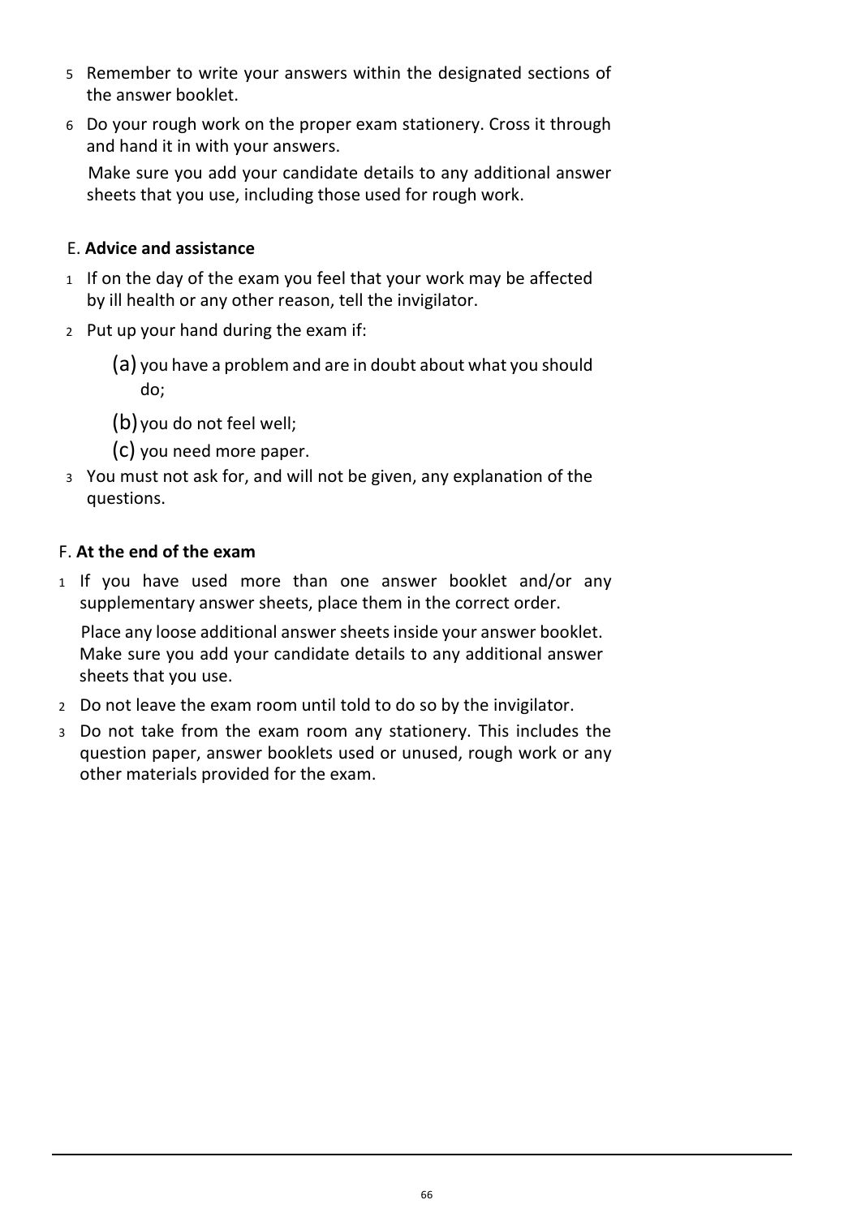5. Remember to write your answers within the designated sections of the answer booklet.
6. Do your rough work on the proper exam stationery. Cross it through and hand it in with your answers.

   Make sure you add your candidate details to any additional answer sheets that you use, including those used for rough work.

## E. **Advice and assistance**

1. If on the day of the exam you feel that your work may be affected by ill health or any other reason, tell the invigilator.
2. Put up your hand during the exam if:
   (a) you have a problem and are in doubt about what you should do;
   (b) you do not feel well;
   (c) you need more paper.
3. You must not ask for, and will not be given, any explanation of the questions.

## F. **At the end of the exam**

1. If you have used more than one answer booklet and/or any supplementary answer sheets, place them in the correct order.

   Place any loose additional answer sheets inside your answer booklet. Make sure you add your candidate details to any additional answer sheets that you use.
2. Do not leave the exam room until told to do so by the invigilator.
3. Do not take from the exam room any stationery. This includes the question paper, answer booklets used or unused, rough work or any other materials provided for the exam.